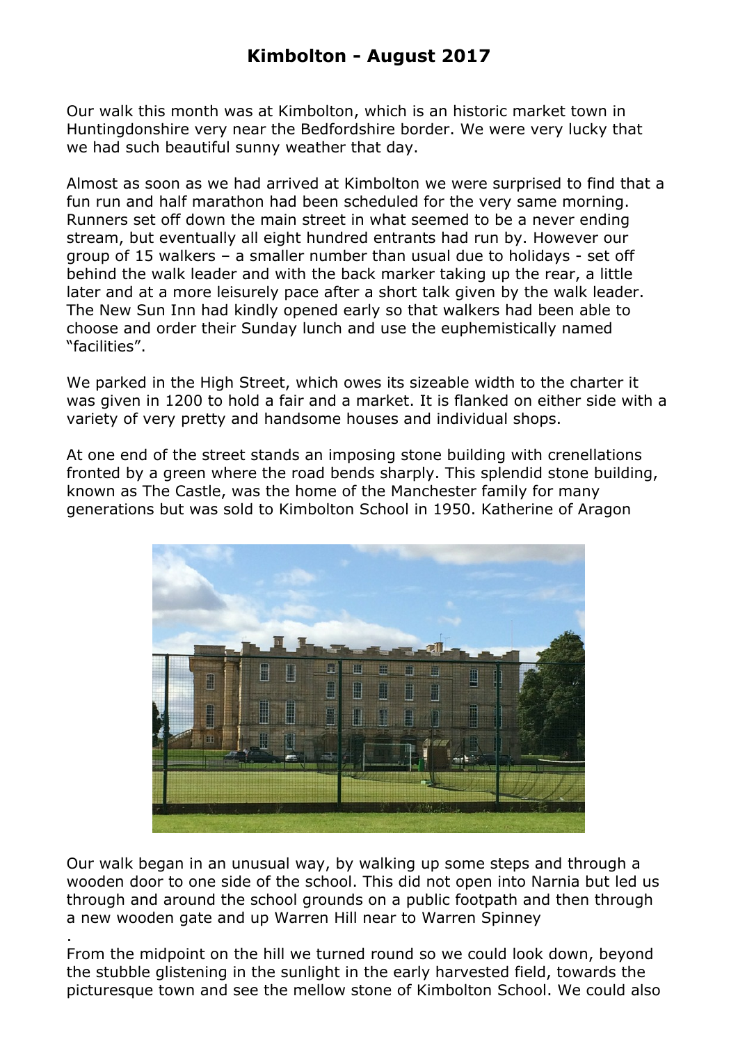# Kimbolton - August 2017

Our walk this month was at Kimbolton, which is an historic market town in Huntingdonshire very near the Bedfordshire border. We were very lucky that we had such beautiful sunny weather that day.

Almost as soon as we had arrived at Kimbolton we were surprised to find that a fun run and half marathon had been scheduled for the very same morning. Runners set off down the main street in what seemed to be a never ending stream, but eventually all eight hundred entrants had run by. However our group of 15 walkers – a smaller number than usual due to holidays - set off behind the walk leader and with the back marker taking up the rear, a little later and at a more leisurely pace after a short talk given by the walk leader. The New Sun Inn had kindly opened early so that walkers had been able to choose and order their Sunday lunch and use the euphemistically named "facilities".

We parked in the High Street, which owes its sizeable width to the charter it was given in 1200 to hold a fair and a market. It is flanked on either side with a variety of very pretty and handsome houses and individual shops.

At one end of the street stands an imposing stone building with crenellations fronted by a green where the road bends sharply. This splendid stone building, known as The Castle, was the home of the Manchester family for many generations but was sold to Kimbolton School in 1950. Katherine of Aragon

Our walk began in an unusual way, by walking up some steps and through a wooden door to one side of the school. This did not open into Narnia but led us through and around the school grounds on a public footpath and then through a new wooden gate and up Warren Hill near to Warren Spinney

.

From the midpoint on the hill we turned round so we could look down, beyond the stubble glistening in the sunlight in the early harvested field, towards the picturesque town and see the mellow stone of Kimbolton School. We could also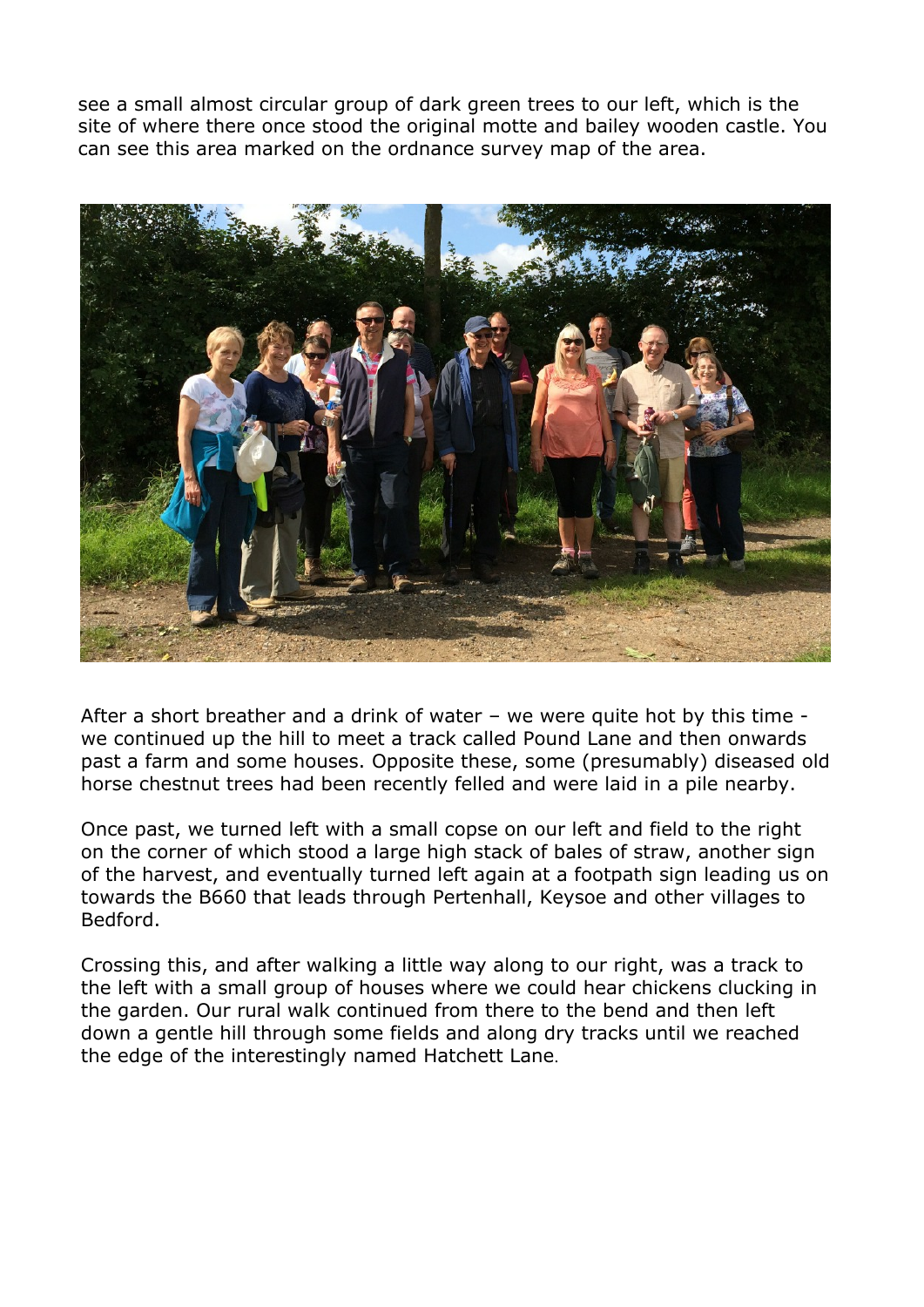see a small almost circular group of dark green trees to our left, which is the site of where there once stood the original motte and bailey wooden castle. You can see this area marked on the ordnance survey map of the area.

After a short breather and a drink of water – we were quite hot by this time - we continued up the hill to meet a track called Pound Lane and then onwards past a farm and some houses. Opposite these, some (presumably) diseased old horse chestnut trees had been recently felled and were laid in a pile nearby.

Once past, we turned left with a small copse on our left and field to the right on the corner of which stood a large high stack of bales of straw, another sign of the harvest, and eventually turned left again at a footpath sign leading us on towards the B660 that leads through Pertenhall, Keysoe and other villages to Bedford.

Crossing this, and after walking a little way along to our right, was a track to the left with a small group of houses where we could hear chickens clucking in the garden. Our rural walk continued from there to the bend and then left down a gentle hill through some fields and along dry tracks until we reached the edge of the interestingly named Hatchett Lane.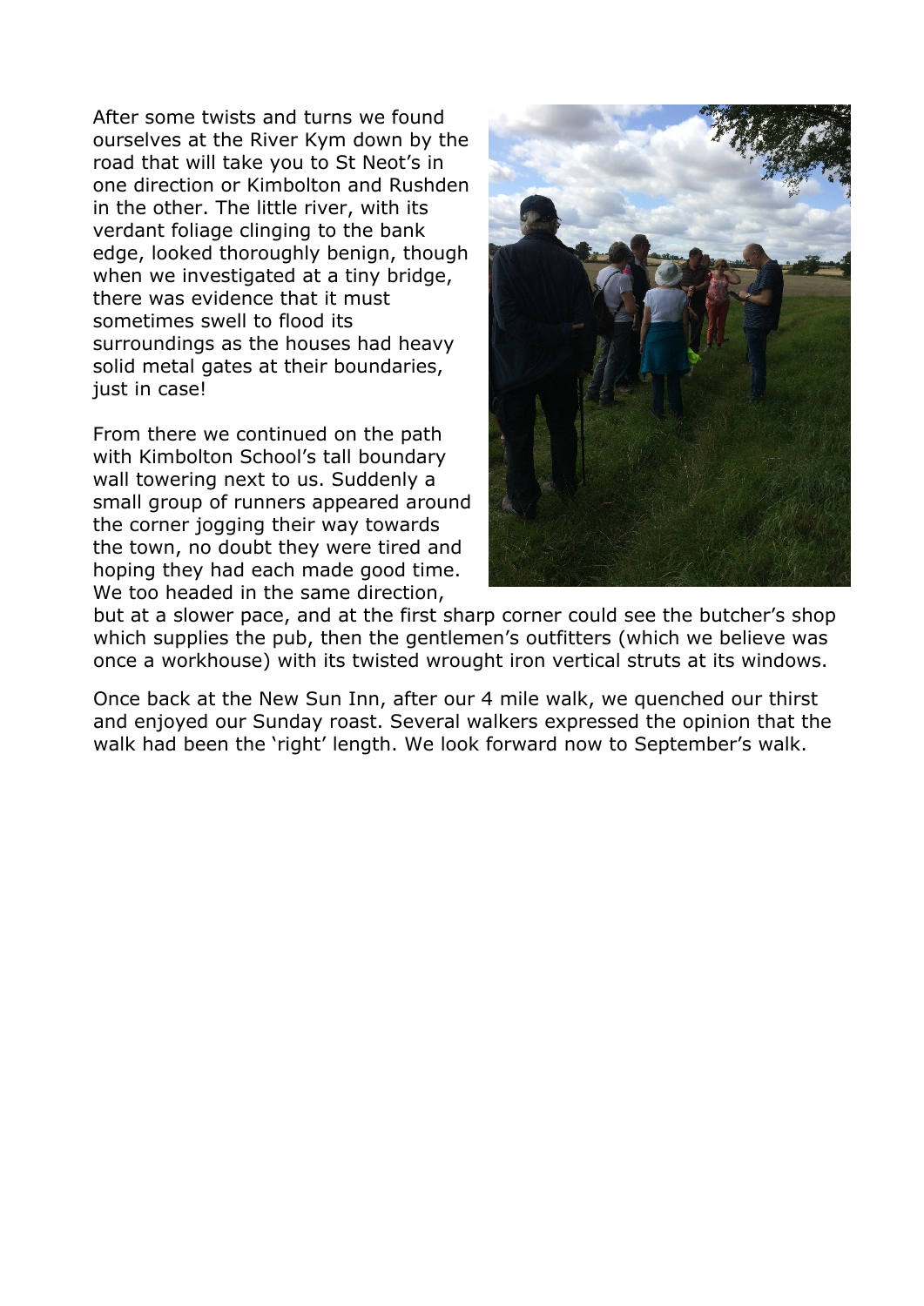After some twists and turns we found ourselves at the River Kym down by the road that will take you to St Neot's in one direction or Kimbolton and Rushden in the other. The little river, with its verdant foliage clinging to the bank edge, looked thoroughly benign, though when we investigated at a tiny bridge, there was evidence that it must sometimes swell to flood its surroundings as the houses had heavy solid metal gates at their boundaries, just in case!

From there we continued on the path with Kimbolton School's tall boundary wall towering next to us. Suddenly a small group of runners appeared around the corner jogging their way towards the town, no doubt they were tired and hoping they had each made good time. We too headed in the same direction, but at a slower pace, and at the first sharp corner could see the butcher's shop which supplies the pub, then the gentlemen's outfitters (which we believe was once a workhouse) with its twisted wrought iron vertical struts at its windows.

Once back at the New Sun Inn, after our 4 mile walk, we quenched our thirst and enjoyed our Sunday roast. Several walkers expressed the opinion that the walk had been the 'right' length. We look forward now to September's walk.